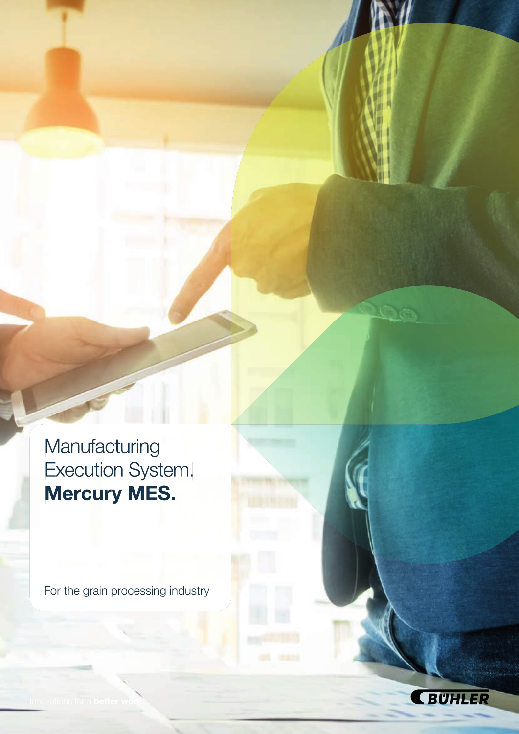# Manufacturing Execution System. **Mercury MES.**

For the grain processing industry

Innovations for a **better world.**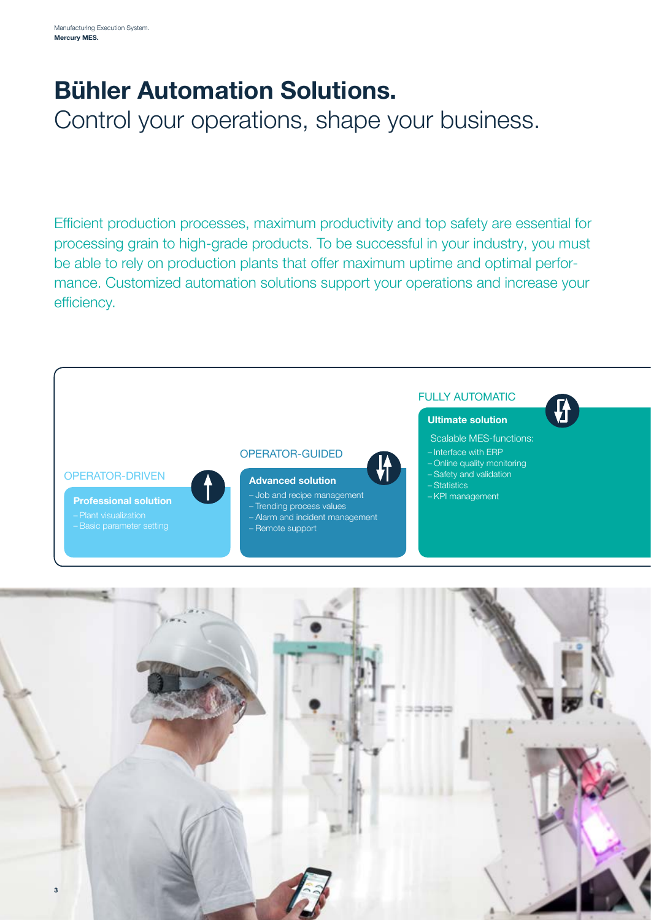# Bühler Automation Solutions.

Control your operations, shape your business.

Efficient production processes, maximum productivity and top safety are essential for processing grain to high-grade products. To be successful in your industry, you must be able to rely on production plants that offer maximum uptime and optimal performance. Customized automation solutions support your operations and increase your efficiency.

OPERATOR-DRIVEN

**Professional solution**

- Plant visualization
- Basic parameter setting

OPERATOR-GUIDED

**Advanced solution**

- Job and recipe management
- Trending process values
- Alarm and incident management
- Remote support

FULLY AUTOMATIC

**Ultimate solution**

Scalable MES-functions:

- Interface with ERP
- Online quality monitoring
- Safety and validation
- Statistics
- KPI management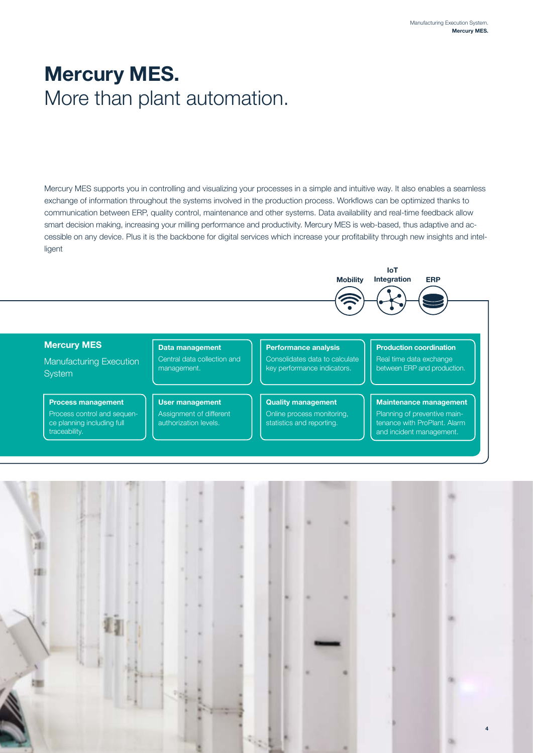# Mercury MES.

## More than plant automation.

Mercury MES supports you in controlling and visualizing your processes in a simple and intuitive way. It also enables a seamless exchange of information throughout the systems involved in the production process. Workflows can be optimized thanks to communication between ERP, quality control, maintenance and other systems. Data availability and real-time feedback allow smart decision making, increasing your milling performance and productivity. Mercury MES is web-based, thus adaptive and accessible on any device. Plus it is the backbone for digital services which increase your profitability through new insights and intelligent

**Mobility** | **IoT Integration** | **ERP**

**Mercury MES**

Manufacturing Execution System

**Data management**
Central data collection and management.

**Performance analysis**
Consolidates data to calculate key performance indicators.

**Production coordination**
Real time data exchange between ERP and production.

**Process management**
Process control and sequence planning including full traceability.

**User management**
Assignment of different authorization levels.

**Quality management**
Online process monitoring, statistics and reporting.

**Maintenance management**
Planning of preventive maintenance with ProPlant. Alarm and incident management.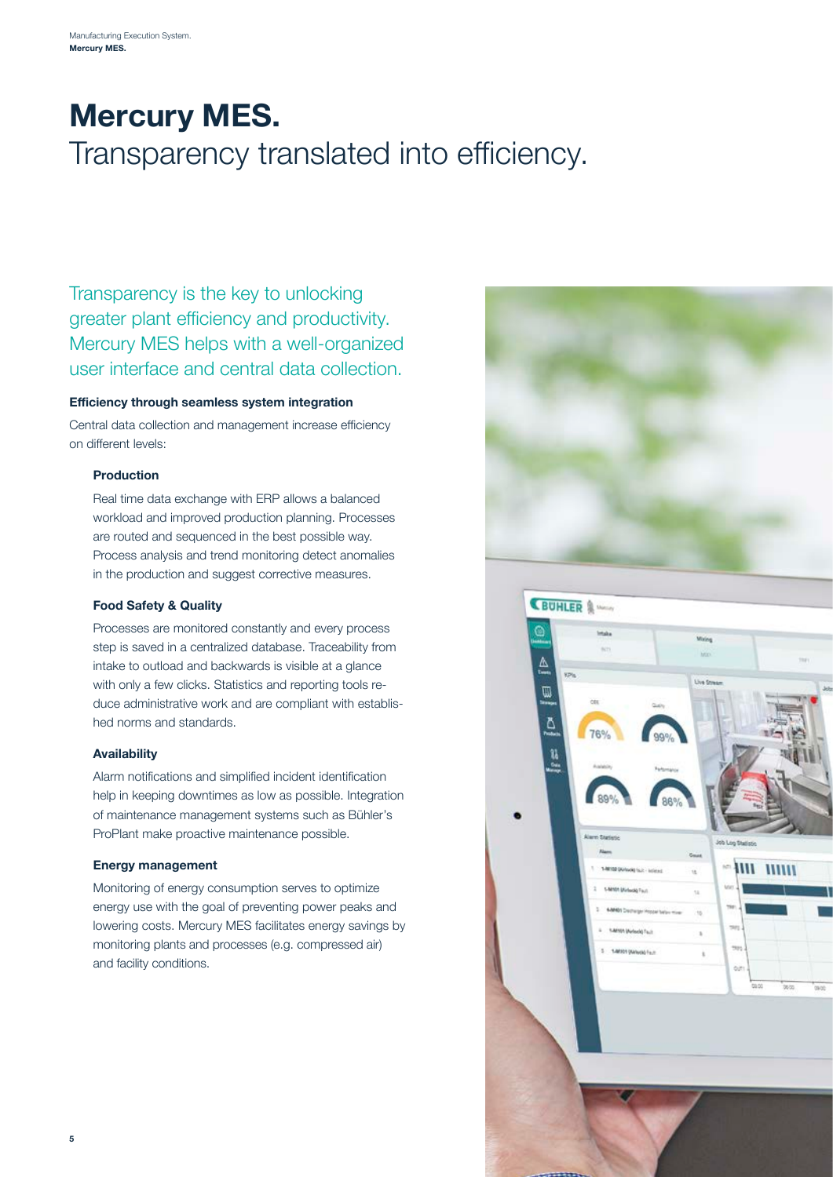# Mercury MES.

Transparency translated into efficiency.

Transparency is the key to unlocking greater plant efficiency and productivity. Mercury MES helps with a well-organized user interface and central data collection.

**Efficiency through seamless system integration**

Central data collection and management increase efficiency on different levels:

**Production**

Real time data exchange with ERP allows a balanced workload and improved production planning. Processes are routed and sequenced in the best possible way. Process analysis and trend monitoring detect anomalies in the production and suggest corrective measures.

**Food Safety & Quality**

Processes are monitored constantly and every process step is saved in a centralized database. Traceability from intake to outload and backwards is visible at a glance with only a few clicks. Statistics and reporting tools reduce administrative work and are compliant with established norms and standards.

**Availability**

Alarm notifications and simplified incident identification help in keeping downtimes as low as possible. Integration of maintenance management systems such as Bühler's ProPlant make proactive maintenance possible.

**Energy management**

Monitoring of energy consumption serves to optimize energy use with the goal of preventing power peaks and lowering costs. Mercury MES facilitates energy savings by monitoring plants and processes (e.g. compressed air) and facility conditions.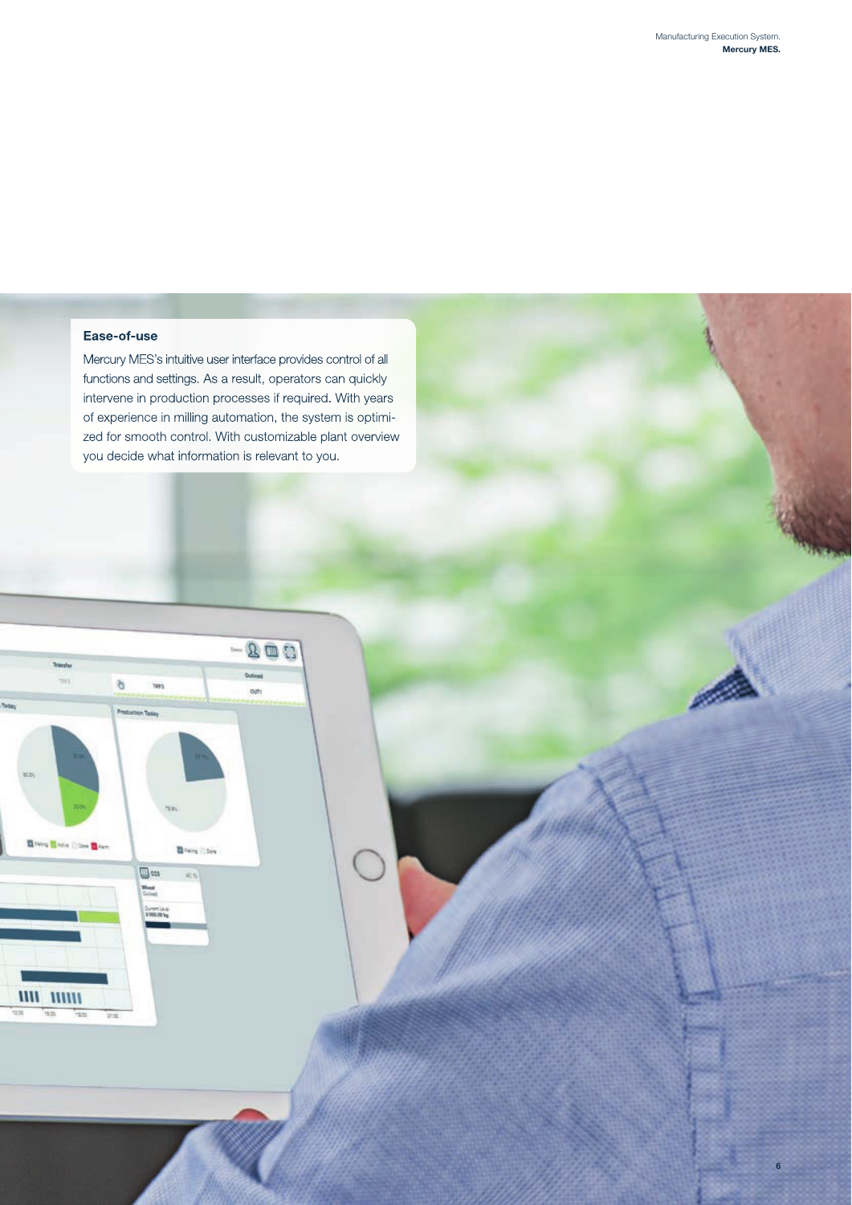### Ease-of-use

Mercury MES's intuitive user interface provides control of all functions and settings. As a result, operators can quickly intervene in production processes if required. With years of experience in milling automation, the system is optimized for smooth control. With customizable plant overview you decide what information is relevant to you.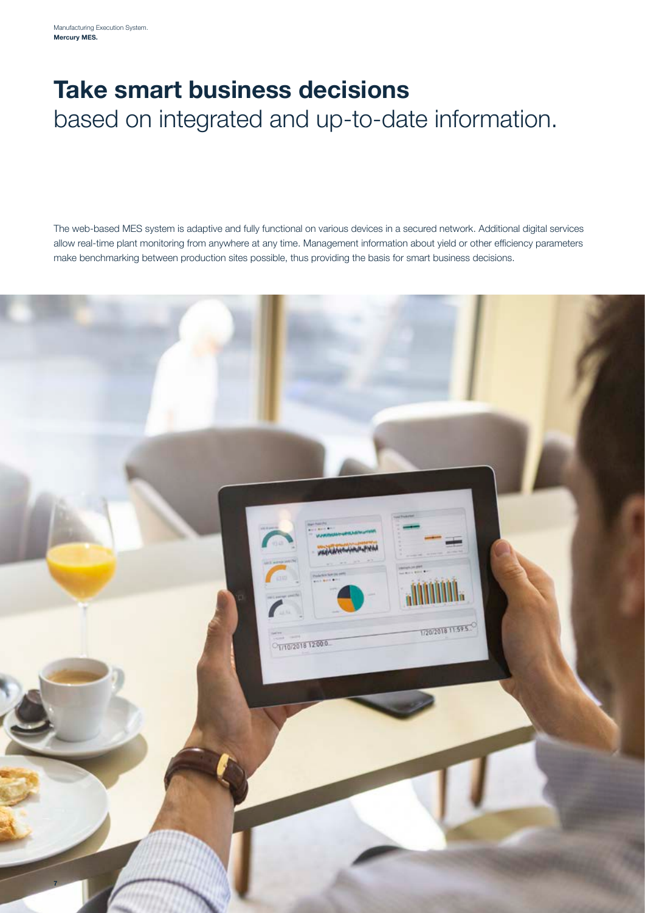# **Take smart business decisions** based on integrated and up-to-date information.

The web-based MES system is adaptive and fully functional on various devices in a secured network. Additional digital services allow real-time plant monitoring from anywhere at any time. Management information about yield or other efficiency parameters make benchmarking between production sites possible, thus providing the basis for smart business decisions.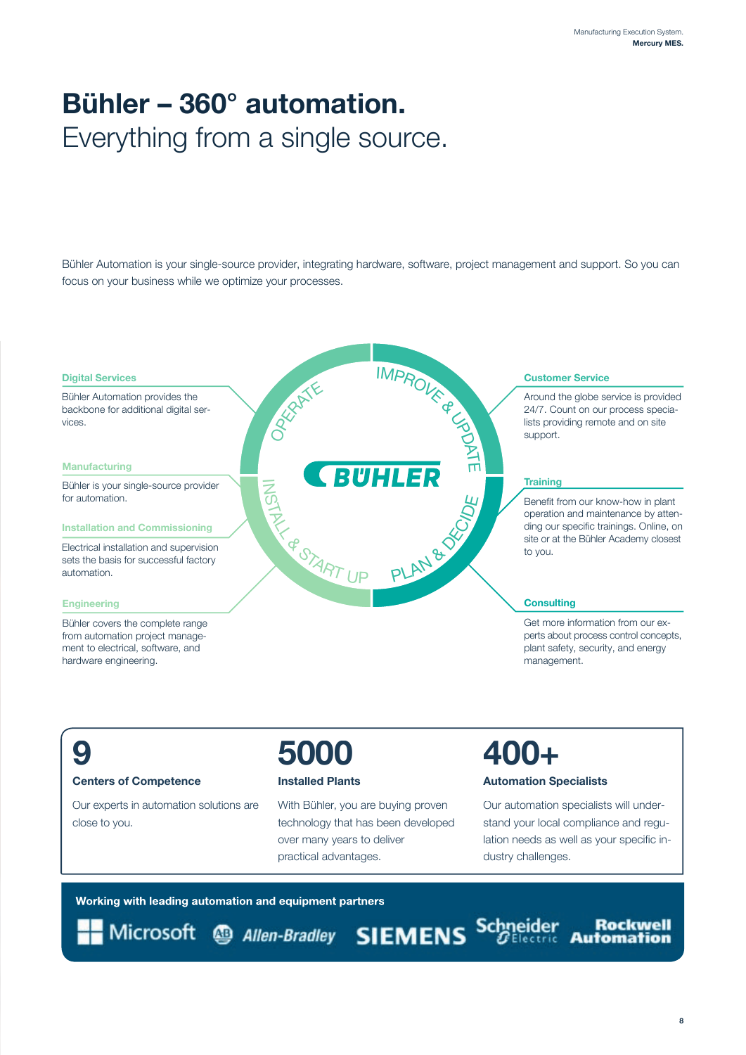# Bühler – 360° automation.
Everything from a single source.

Bühler Automation is your single-source provider, integrating hardware, software, project management and support. So you can focus on your business while we optimize your processes.

OPERATE · IMPROVE & UPDATE · PLAN & DECIDE · INSTALL & START UP

BÜHLER

### Digital Services

Bühler Automation provides the backbone for additional digital services.

### Manufacturing

Bühler is your single-source provider for automation.

### Installation and Commissioning

Electrical installation and supervision sets the basis for successful factory automation.

### Engineering

Bühler covers the complete range from automation project management to electrical, software, and hardware engineering.

### Customer Service

Around the globe service is provided 24/7. Count on our process specialists providing remote and on site support.

### Training

Benefit from our know-how in plant operation and maintenance by attending our specific trainings. Online, on site or at the Bühler Academy closest to you.

### Consulting

Get more information from our experts about process control concepts, plant safety, security, and energy management.

## 9
**Centers of Competence**

Our experts in automation solutions are close to you.

## 5000
**Installed Plants**

With Bühler, you are buying proven technology that has been developed over many years to deliver practical advantages.

## 400+
**Automation Specialists**

Our automation specialists will understand your local compliance and regulation needs as well as your specific industry challenges.

**Working with leading automation and equipment partners**

Microsoft · Allen-Bradley · SIEMENS · Schneider Electric · Rockwell Automation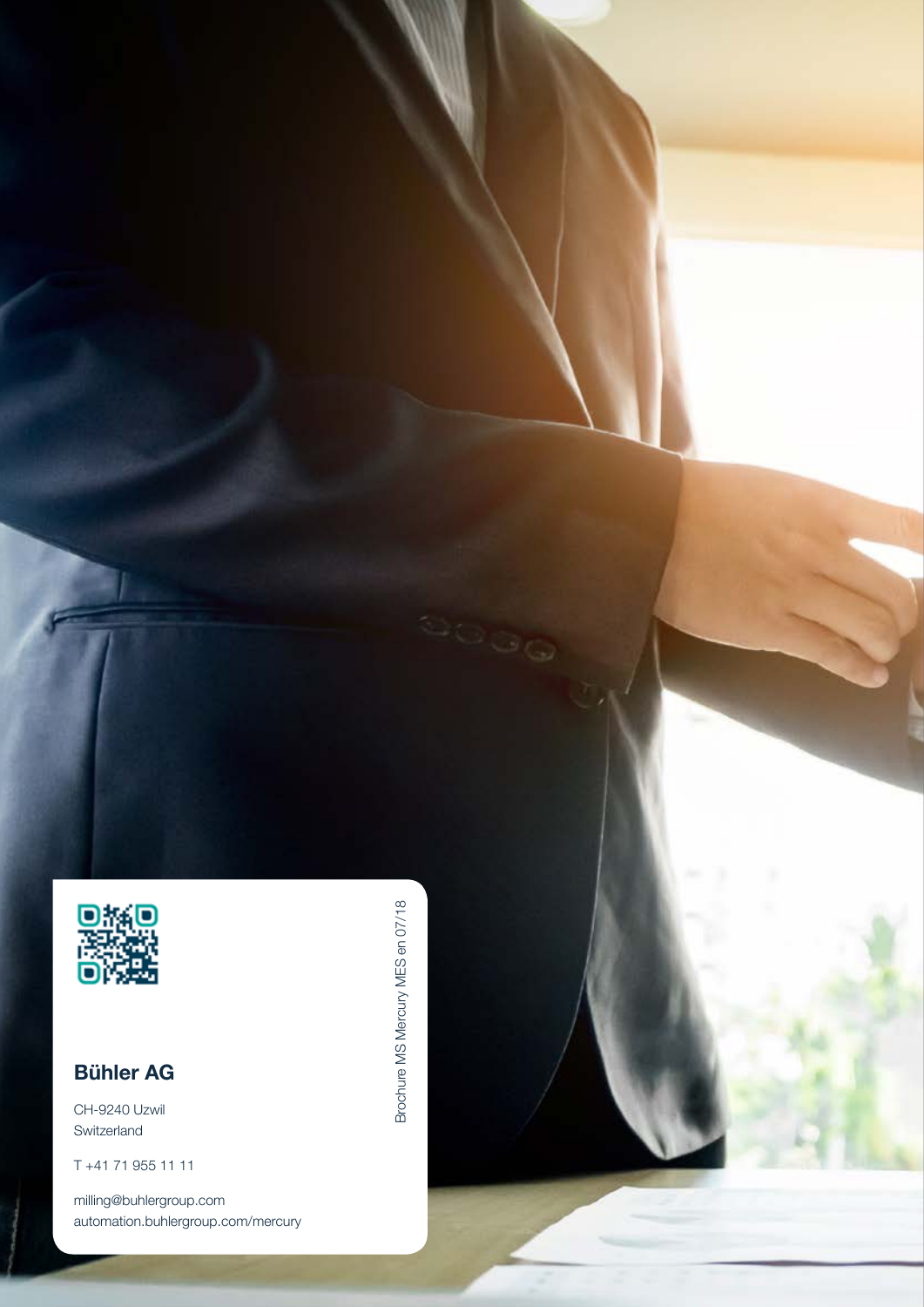## Bühler AG

CH-9240 Uzwil
Switzerland

T +41 71 955 11 11

milling@buhlergroup.com
automation.buhlergroup.com/mercury

Brochure MS Mercury MES en 07/18